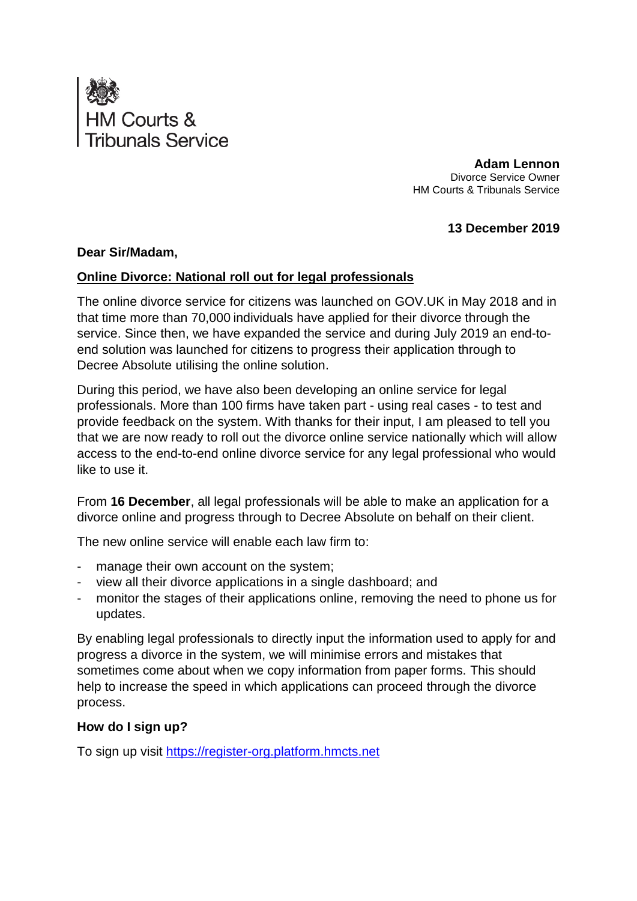HM Courts & Tribunals Service

**Adam Lennon**
Divorce Service Owner
HM Courts & Tribunals Service

**13 December 2019**

**Dear Sir/Madam,**

**Online Divorce: National roll out for legal professionals**

The online divorce service for citizens was launched on GOV.UK in May 2018 and in that time more than 70,000 individuals have applied for their divorce through the service. Since then, we have expanded the service and during July 2019 an end-to-end solution was launched for citizens to progress their application through to Decree Absolute utilising the online solution.

During this period, we have also been developing an online service for legal professionals. More than 100 firms have taken part - using real cases - to test and provide feedback on the system. With thanks for their input, I am pleased to tell you that we are now ready to roll out the divorce online service nationally which will allow access to the end-to-end online divorce service for any legal professional who would like to use it.

From **16 December**, all legal professionals will be able to make an application for a divorce online and progress through to Decree Absolute on behalf on their client.

The new online service will enable each law firm to:

- manage their own account on the system;
- view all their divorce applications in a single dashboard; and
- monitor the stages of their applications online, removing the need to phone us for updates.

By enabling legal professionals to directly input the information used to apply for and progress a divorce in the system, we will minimise errors and mistakes that sometimes come about when we copy information from paper forms. This should help to increase the speed in which applications can proceed through the divorce process.

**How do I sign up?**

To sign up visit https://register-org.platform.hmcts.net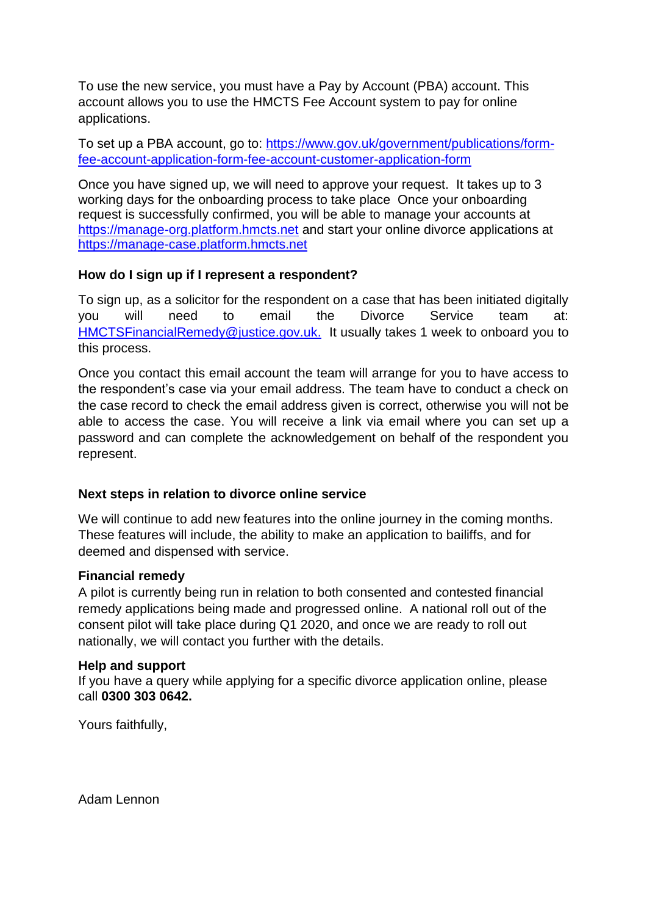To use the new service, you must have a Pay by Account (PBA) account. This account allows you to use the HMCTS Fee Account system to pay for online applications.

To set up a PBA account, go to: [https://www.gov.uk/government/publications/form-fee-account-application-form-fee-account-customer-application-form](https://www.gov.uk/government/publications/form-fee-account-application-form-fee-account-customer-application-form)

Once you have signed up, we will need to approve your request. It takes up to 3 working days for the onboarding process to take place Once your onboarding request is successfully confirmed, you will be able to manage your accounts at [https://manage-org.platform.hmcts.net](https://manage-org.platform.hmcts.net) and start your online divorce applications at [https://manage-case.platform.hmcts.net](https://manage-case.platform.hmcts.net)

**How do I sign up if I represent a respondent?**

To sign up, as a solicitor for the respondent on a case that has been initiated digitally you will need to email the Divorce Service team at: [HMCTSFinancialRemedy@justice.gov.uk.](mailto:HMCTSFinancialRemedy@justice.gov.uk) It usually takes 1 week to onboard you to this process.

Once you contact this email account the team will arrange for you to have access to the respondent's case via your email address. The team have to conduct a check on the case record to check the email address given is correct, otherwise you will not be able to access the case. You will receive a link via email where you can set up a password and can complete the acknowledgement on behalf of the respondent you represent.

**Next steps in relation to divorce online service**

We will continue to add new features into the online journey in the coming months. These features will include, the ability to make an application to bailiffs, and for deemed and dispensed with service.

**Financial remedy**

A pilot is currently being run in relation to both consented and contested financial remedy applications being made and progressed online. A national roll out of the consent pilot will take place during Q1 2020, and once we are ready to roll out nationally, we will contact you further with the details.

**Help and support**

If you have a query while applying for a specific divorce application online, please call **0300 303 0642.**

Yours faithfully,

Adam Lennon